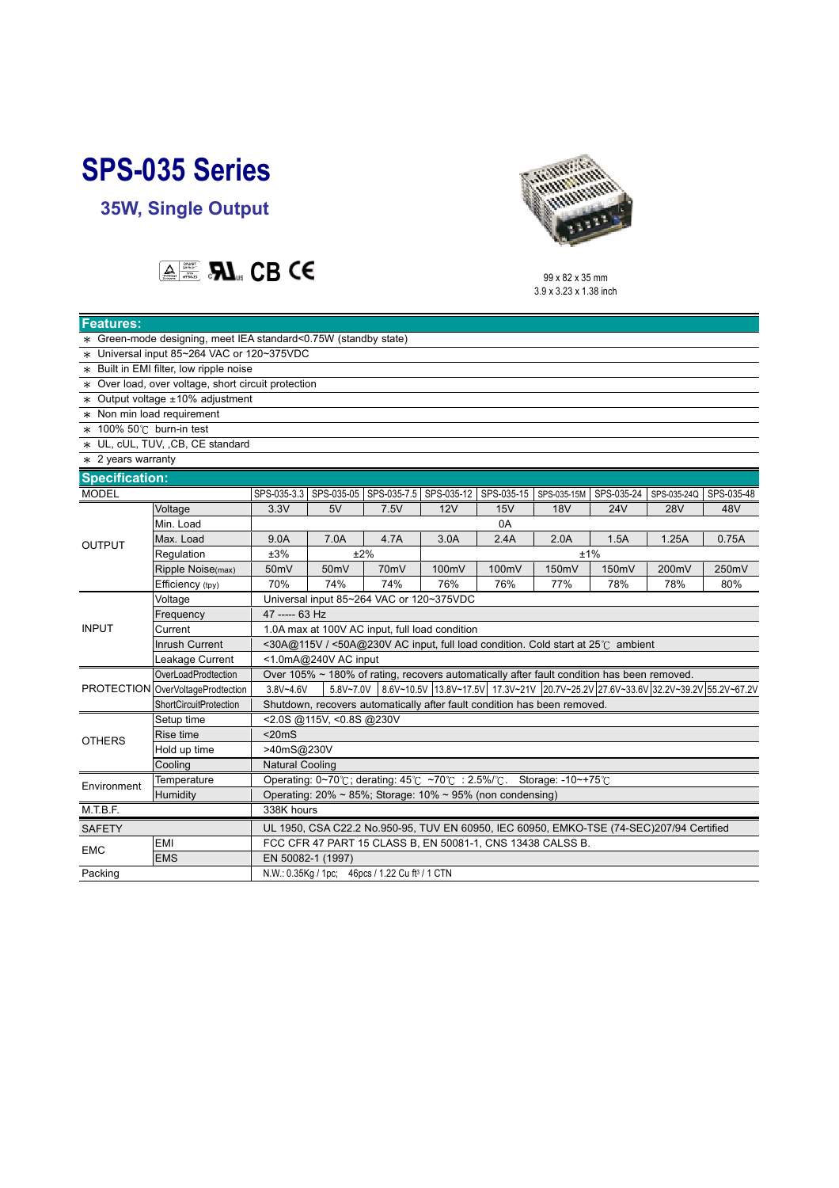# SPS-035 Series

## 35W, Single Output

CB CE

99 x 82 x 35 mm
3.9 x 3.23 x 1.38 inch

## Features:

* Green-mode designing, meet IEA standard<0.75W (standby state)
* Universal input 85~264 VAC or 120~375VDC
* Built in EMI filter, low ripple noise
* Over load, over voltage, short circuit protection
* Output voltage ±10% adjustment
* Non min load requirement
* 100% 50℃ burn-in test
* UL, cUL, TUV, ,CB, CE standard
* 2 years warranty

## Specification:

| MODEL | | SPS-035-3.3 | SPS-035-05 | SPS-035-7.5 | SPS-035-12 | SPS-035-15 | SPS-035-15M | SPS-035-24 | SPS-035-24Q | SPS-035-48 |
|---|---|---|---|---|---|---|---|---|---|---|
| OUTPUT | Voltage | 3.3V | 5V | 7.5V | 12V | 15V | 18V | 24V | 28V | 48V |
| | Min. Load | 0A | | | | | | | | |
| | Max. Load | 9.0A | 7.0A | 4.7A | 3.0A | 2.4A | 2.0A | 1.5A | 1.25A | 0.75A |
| | Regulation | ±3% | ±2% | | ±1% | | | | | |
| | Ripple Noise(max) | 50mV | 50mV | 70mV | 100mV | 100mV | 150mV | 150mV | 200mV | 250mV |
| | Efficiency (tpy) | 70% | 74% | 74% | 76% | 76% | 77% | 78% | 78% | 80% |
| INPUT | Voltage | Universal input 85~264 VAC or 120~375VDC | | | | | | | | |
| | Frequency | 47 ----- 63 Hz | | | | | | | | |
| | Current | 1.0A max at 100V AC input, full load condition | | | | | | | | |
| | Inrush Current | <30A@115V / <50A@230V AC input, full load condition. Cold start at 25℃ ambient | | | | | | | | |
| | Leakage Current | <1.0mA@240V AC input | | | | | | | | |
| PROTECTION | OverLoadProdtection | Over 105% ~ 180% of rating, recovers automatically after fault condition has been removed. | | | | | | | | |
| | OverVoltageProdtection | 3.8V~4.6V | 5.8V~7.0V | 8.6V~10.5V | 13.8V~17.5V | 17.3V~21V | 20.7V~25.2V | 27.6V~33.6V | 32.2V~39.2V | 55.2V~67.2V |
| | ShortCircuitProtection | Shutdown, recovers automatically after fault condition has been removed. | | | | | | | | |
| OTHERS | Setup time | <2.0S @115V, <0.8S @230V | | | | | | | | |
| | Rise time | <20mS | | | | | | | | |
| | Hold up time | >40mS@230V | | | | | | | | |
| | Cooling | Natural Cooling | | | | | | | | |
| Environment | Temperature | Operating: 0~70℃; derating: 45℃ ~70℃ : 2.5%/℃. Storage: -10~+75℃ | | | | | | | | |
| | Humidity | Operating: 20% ~ 85%; Storage: 10% ~ 95% (non condensing) | | | | | | | | |
| M.T.B.F. | | 338K hours | | | | | | | | |
| SAFETY | | UL 1950, CSA C22.2 No.950-95, TUV EN 60950, IEC 60950, EMKO-TSE (74-SEC)207/94 Certified | | | | | | | | |
| EMC | EMI | FCC CFR 47 PART 15 CLASS B, EN 50081-1, CNS 13438 CALSS B. | | | | | | | | |
| | EMS | EN 50082-1 (1997) | | | | | | | | |
| Packing | | N.W.: 0.35Kg / 1pc; 46pcs / 1.22 Cu ft³ / 1 CTN | | | | | | | | |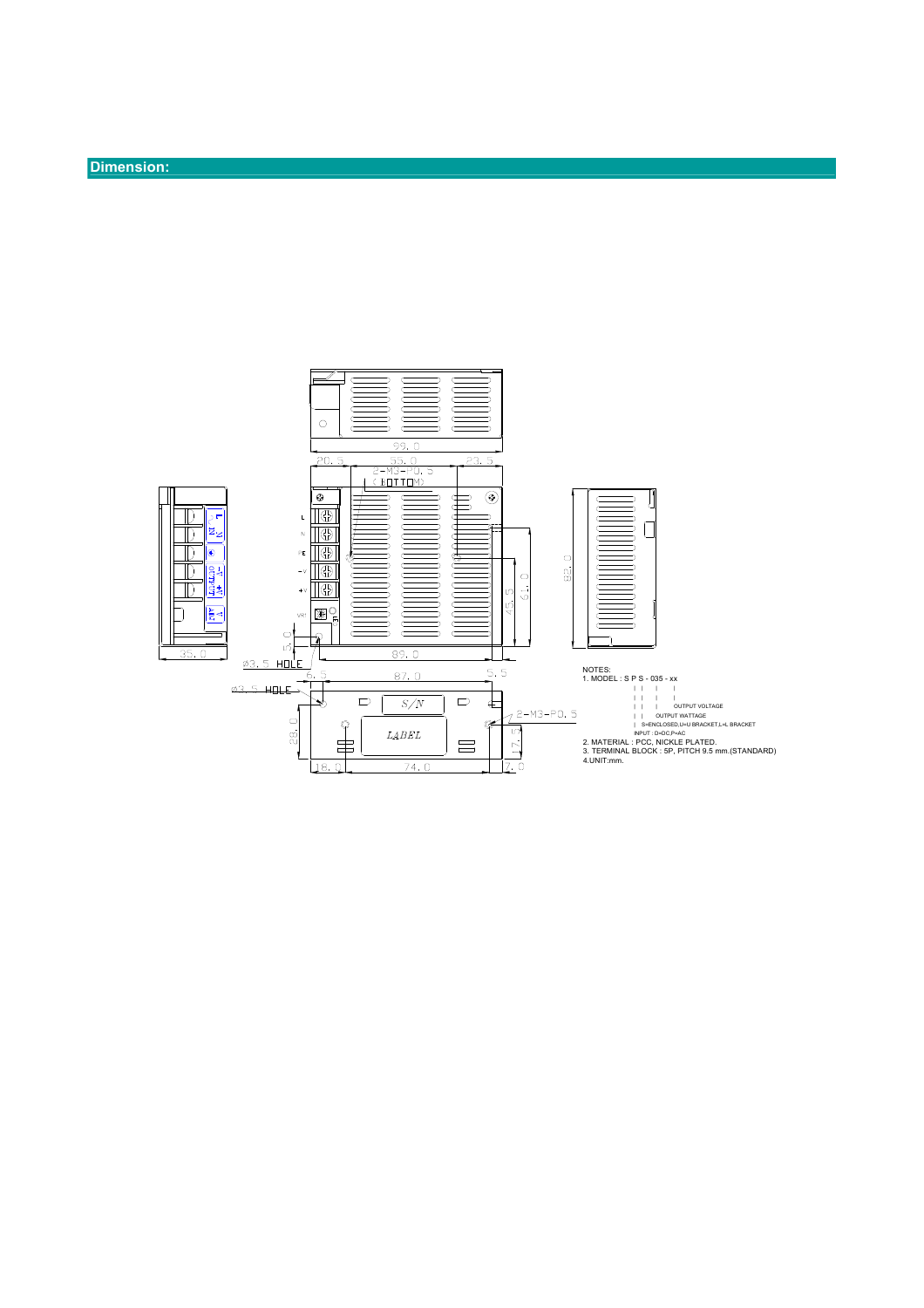## Dimension:

99.0

20.5 55.0 23.5

2-M3-P0.5 (BOTTOM)

L N FE -V +V VR1

35.0

5.0

Ø3.5 HOLE

89.0

45.5 61.0 82.0

Ø3.5 HOLE

6.5 87.0 5.5

S/N

LABEL

2-M3-P0.5

28.0 7.5

18.0 74.0 7.0

NOTES:
1. MODEL : S P S - 035 - xx
   OUTPUT VOLTAGE
   OUTPUT WATTAGE
   S=ENCLOSED,U=U BRACKET,L=L BRACKET
   INPUT : D=DC,P=AC
2. MATERIAL : PCC, NICKLE PLATED.
3. TERMINAL BLOCK : 5P, PITCH 9.5 mm.(STANDARD)
4.UNIT:mm.